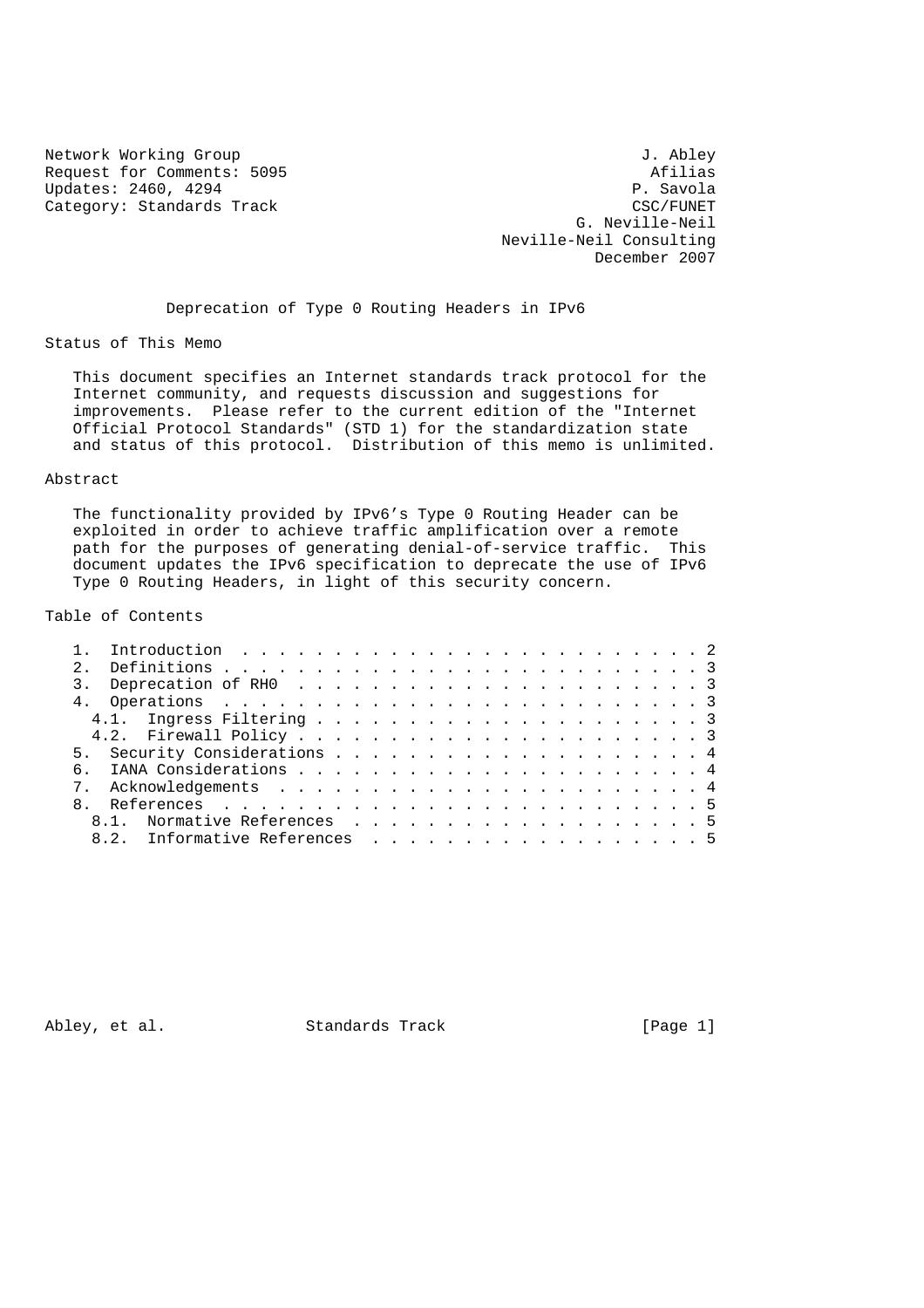Network Working Group J. Abley
Request for Comments: 5095 Afilias
Updates: 2460, 4294 P. Savola
Category: Standards Track CSC/FUNET
G. Neville-Neil
Neville-Neil Consulting
December 2007

# Deprecation of Type 0 Routing Headers in IPv6

## Status of This Memo

This document specifies an Internet standards track protocol for the Internet community, and requests discussion and suggestions for improvements. Please refer to the current edition of the "Internet Official Protocol Standards" (STD 1) for the standardization state and status of this protocol. Distribution of this memo is unlimited.

## Abstract

The functionality provided by IPv6's Type 0 Routing Header can be exploited in order to achieve traffic amplification over a remote path for the purposes of generating denial-of-service traffic. This document updates the IPv6 specification to deprecate the use of IPv6 Type 0 Routing Headers, in light of this security concern.

## Table of Contents

1. Introduction . . . . . . . . . . . . . . . . . . . . . . . . . 2
2. Definitions . . . . . . . . . . . . . . . . . . . . . . . . . 3
3. Deprecation of RH0 . . . . . . . . . . . . . . . . . . . . . . 3
4. Operations . . . . . . . . . . . . . . . . . . . . . . . . . . 3
   4.1. Ingress Filtering . . . . . . . . . . . . . . . . . . . . . 3
   4.2. Firewall Policy . . . . . . . . . . . . . . . . . . . . . . 3
5. Security Considerations . . . . . . . . . . . . . . . . . . . . 4
6. IANA Considerations . . . . . . . . . . . . . . . . . . . . . . 4
7. Acknowledgements . . . . . . . . . . . . . . . . . . . . . . . 4
8. References . . . . . . . . . . . . . . . . . . . . . . . . . . 5
   8.1. Normative References . . . . . . . . . . . . . . . . . . . 5
   8.2. Informative References . . . . . . . . . . . . . . . . . . 5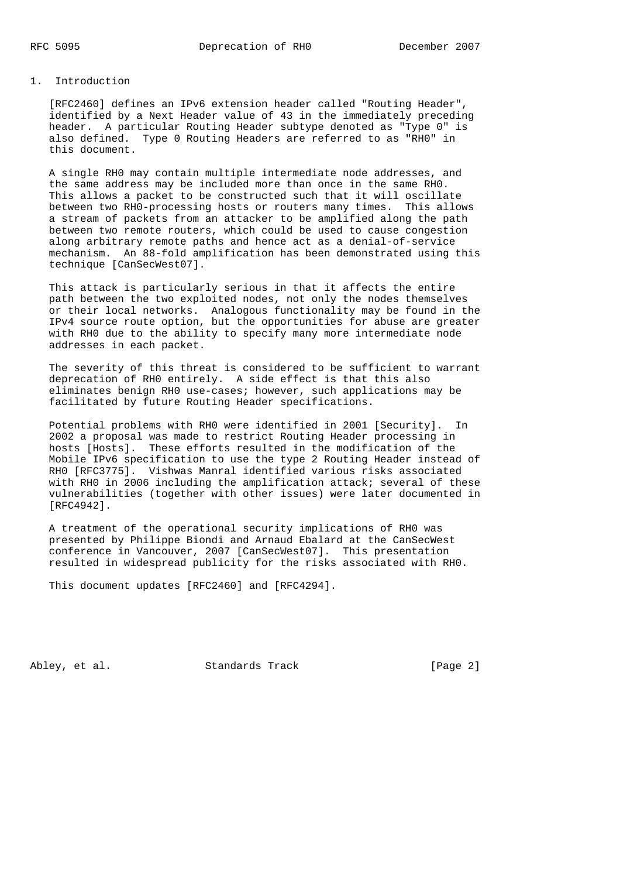## 1. Introduction

[RFC2460] defines an IPv6 extension header called "Routing Header", identified by a Next Header value of 43 in the immediately preceding header. A particular Routing Header subtype denoted as "Type 0" is also defined. Type 0 Routing Headers are referred to as "RH0" in this document.

A single RH0 may contain multiple intermediate node addresses, and the same address may be included more than once in the same RH0. This allows a packet to be constructed such that it will oscillate between two RH0-processing hosts or routers many times. This allows a stream of packets from an attacker to be amplified along the path between two remote routers, which could be used to cause congestion along arbitrary remote paths and hence act as a denial-of-service mechanism. An 88-fold amplification has been demonstrated using this technique [CanSecWest07].

This attack is particularly serious in that it affects the entire path between the two exploited nodes, not only the nodes themselves or their local networks. Analogous functionality may be found in the IPv4 source route option, but the opportunities for abuse are greater with RH0 due to the ability to specify many more intermediate node addresses in each packet.

The severity of this threat is considered to be sufficient to warrant deprecation of RH0 entirely. A side effect is that this also eliminates benign RH0 use-cases; however, such applications may be facilitated by future Routing Header specifications.

Potential problems with RH0 were identified in 2001 [Security]. In 2002 a proposal was made to restrict Routing Header processing in hosts [Hosts]. These efforts resulted in the modification of the Mobile IPv6 specification to use the type 2 Routing Header instead of RH0 [RFC3775]. Vishwas Manral identified various risks associated with RH0 in 2006 including the amplification attack; several of these vulnerabilities (together with other issues) were later documented in [RFC4942].

A treatment of the operational security implications of RH0 was presented by Philippe Biondi and Arnaud Ebalard at the CanSecWest conference in Vancouver, 2007 [CanSecWest07]. This presentation resulted in widespread publicity for the risks associated with RH0.

This document updates [RFC2460] and [RFC4294].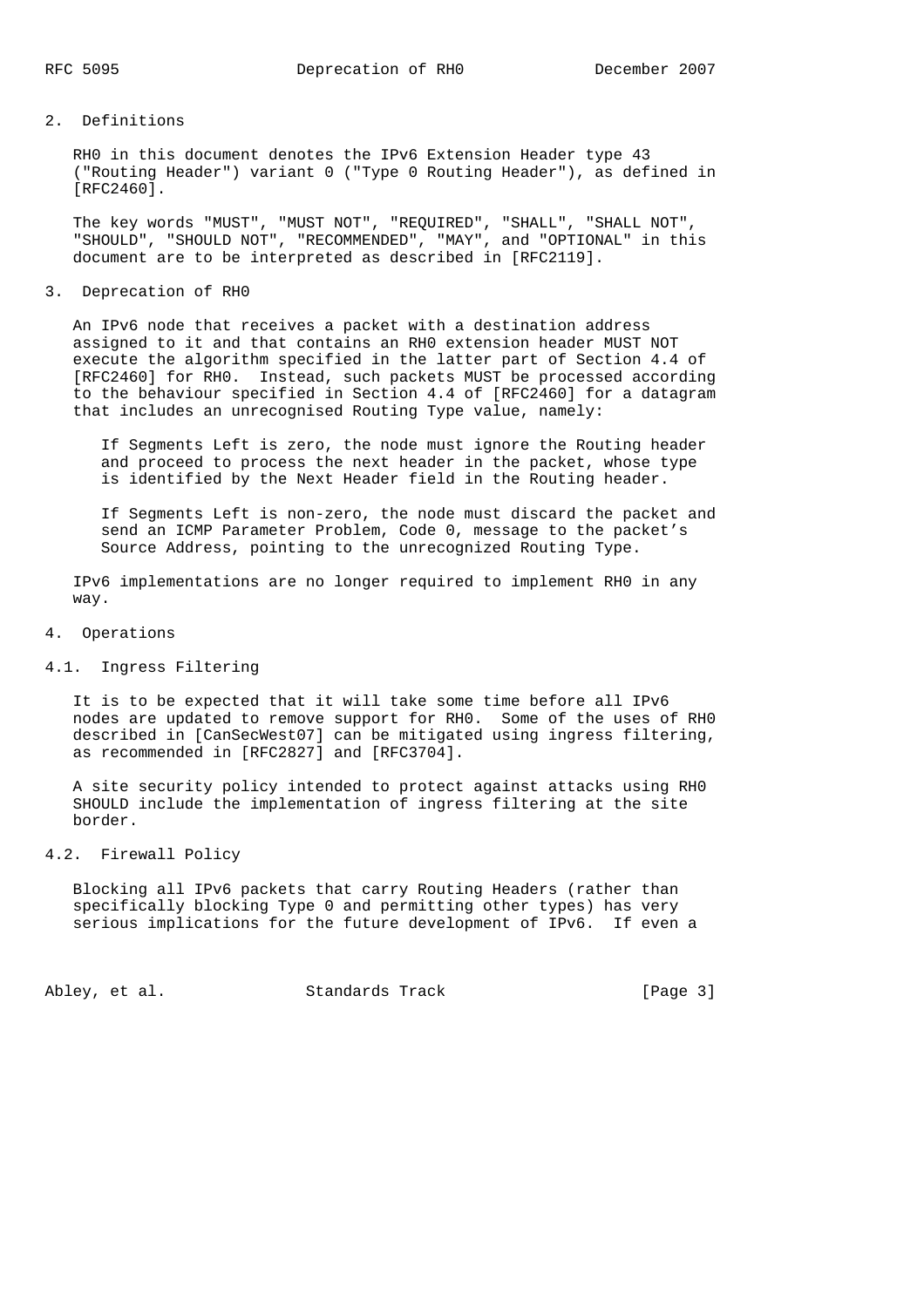## 2. Definitions

RH0 in this document denotes the IPv6 Extension Header type 43 ("Routing Header") variant 0 ("Type 0 Routing Header"), as defined in [RFC2460].

The key words "MUST", "MUST NOT", "REQUIRED", "SHALL", "SHALL NOT", "SHOULD", "SHOULD NOT", "RECOMMENDED", "MAY", and "OPTIONAL" in this document are to be interpreted as described in [RFC2119].

## 3. Deprecation of RH0

An IPv6 node that receives a packet with a destination address assigned to it and that contains an RH0 extension header MUST NOT execute the algorithm specified in the latter part of Section 4.4 of [RFC2460] for RH0. Instead, such packets MUST be processed according to the behaviour specified in Section 4.4 of [RFC2460] for a datagram that includes an unrecognised Routing Type value, namely:

> If Segments Left is zero, the node must ignore the Routing header and proceed to process the next header in the packet, whose type is identified by the Next Header field in the Routing header.
>
> If Segments Left is non-zero, the node must discard the packet and send an ICMP Parameter Problem, Code 0, message to the packet's Source Address, pointing to the unrecognized Routing Type.

IPv6 implementations are no longer required to implement RH0 in any way.

## 4. Operations

### 4.1. Ingress Filtering

It is to be expected that it will take some time before all IPv6 nodes are updated to remove support for RH0. Some of the uses of RH0 described in [CanSecWest07] can be mitigated using ingress filtering, as recommended in [RFC2827] and [RFC3704].

A site security policy intended to protect against attacks using RH0 SHOULD include the implementation of ingress filtering at the site border.

### 4.2. Firewall Policy

Blocking all IPv6 packets that carry Routing Headers (rather than specifically blocking Type 0 and permitting other types) has very serious implications for the future development of IPv6. If even a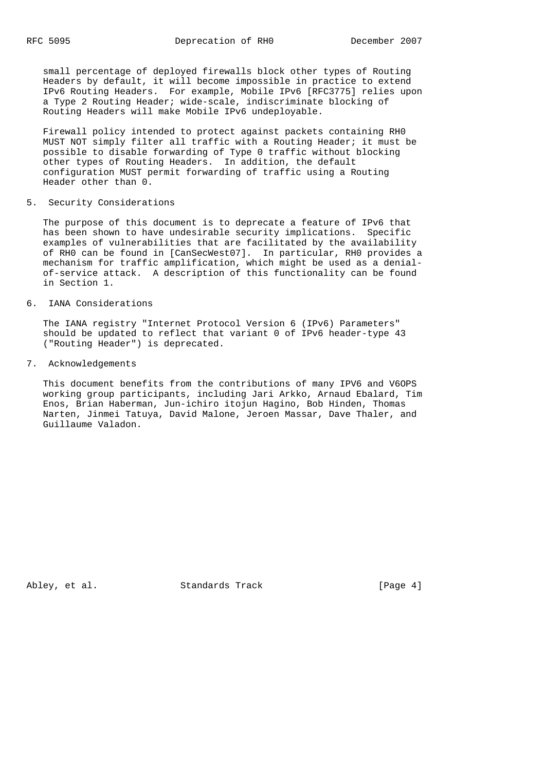small percentage of deployed firewalls block other types of Routing Headers by default, it will become impossible in practice to extend IPv6 Routing Headers. For example, Mobile IPv6 [RFC3775] relies upon a Type 2 Routing Header; wide-scale, indiscriminate blocking of Routing Headers will make Mobile IPv6 undeployable.

Firewall policy intended to protect against packets containing RH0 MUST NOT simply filter all traffic with a Routing Header; it must be possible to disable forwarding of Type 0 traffic without blocking other types of Routing Headers. In addition, the default configuration MUST permit forwarding of traffic using a Routing Header other than 0.

## 5. Security Considerations

The purpose of this document is to deprecate a feature of IPv6 that has been shown to have undesirable security implications. Specific examples of vulnerabilities that are facilitated by the availability of RH0 can be found in [CanSecWest07]. In particular, RH0 provides a mechanism for traffic amplification, which might be used as a denial-of-service attack. A description of this functionality can be found in Section 1.

## 6. IANA Considerations

The IANA registry "Internet Protocol Version 6 (IPv6) Parameters" should be updated to reflect that variant 0 of IPv6 header-type 43 ("Routing Header") is deprecated.

## 7. Acknowledgements

This document benefits from the contributions of many IPV6 and V6OPS working group participants, including Jari Arkko, Arnaud Ebalard, Tim Enos, Brian Haberman, Jun-ichiro itojun Hagino, Bob Hinden, Thomas Narten, Jinmei Tatuya, David Malone, Jeroen Massar, Dave Thaler, and Guillaume Valadon.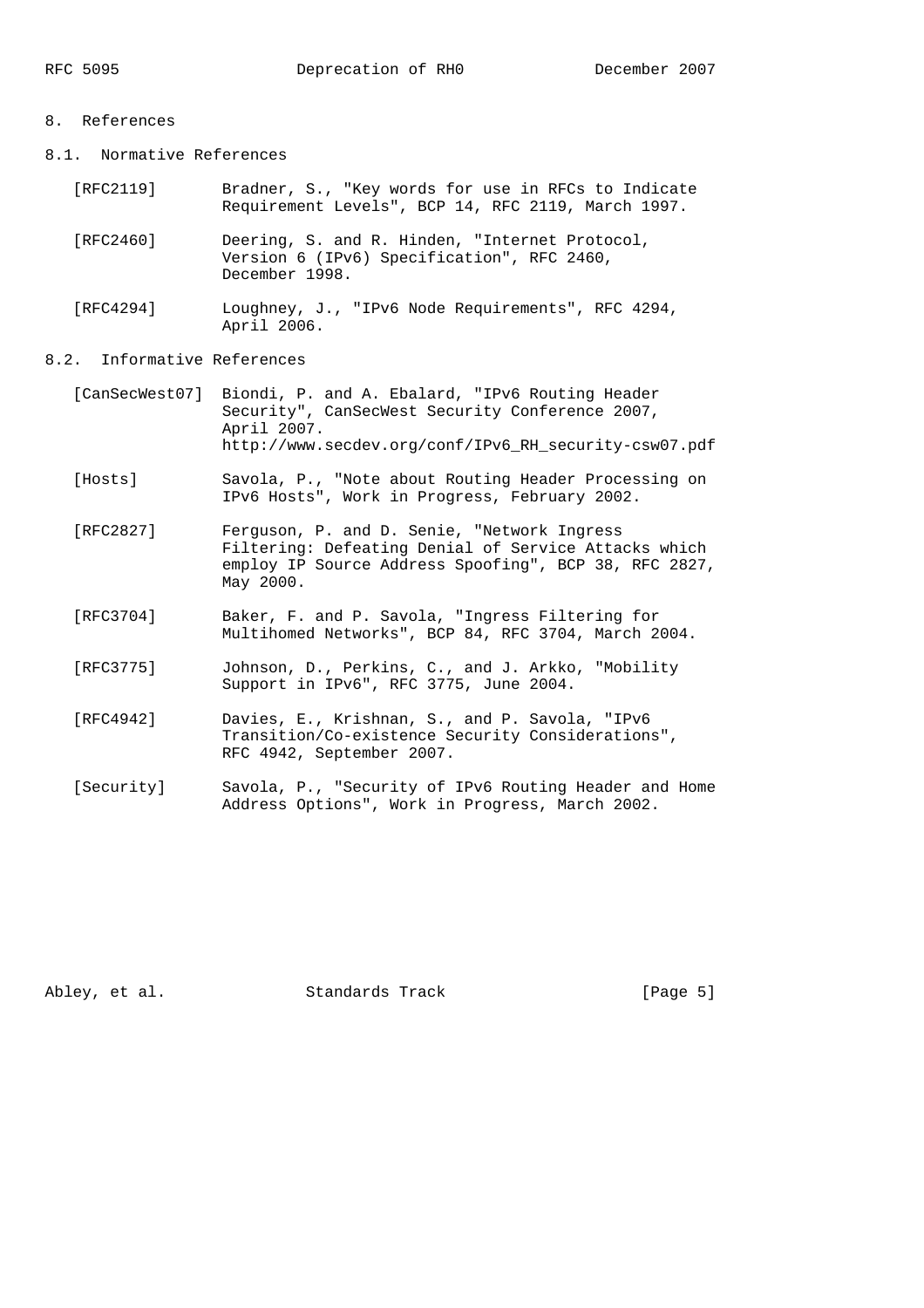# 8. References

## 8.1. Normative References

[RFC2119] Bradner, S., "Key words for use in RFCs to Indicate Requirement Levels", BCP 14, RFC 2119, March 1997.

[RFC2460] Deering, S. and R. Hinden, "Internet Protocol, Version 6 (IPv6) Specification", RFC 2460, December 1998.

[RFC4294] Loughney, J., "IPv6 Node Requirements", RFC 4294, April 2006.

## 8.2. Informative References

[CanSecWest07] Biondi, P. and A. Ebalard, "IPv6 Routing Header Security", CanSecWest Security Conference 2007, April 2007. http://www.secdev.org/conf/IPv6_RH_security-csw07.pdf

[Hosts] Savola, P., "Note about Routing Header Processing on IPv6 Hosts", Work in Progress, February 2002.

[RFC2827] Ferguson, P. and D. Senie, "Network Ingress Filtering: Defeating Denial of Service Attacks which employ IP Source Address Spoofing", BCP 38, RFC 2827, May 2000.

[RFC3704] Baker, F. and P. Savola, "Ingress Filtering for Multihomed Networks", BCP 84, RFC 3704, March 2004.

[RFC3775] Johnson, D., Perkins, C., and J. Arkko, "Mobility Support in IPv6", RFC 3775, June 2004.

[RFC4942] Davies, E., Krishnan, S., and P. Savola, "IPv6 Transition/Co-existence Security Considerations", RFC 4942, September 2007.

[Security] Savola, P., "Security of IPv6 Routing Header and Home Address Options", Work in Progress, March 2002.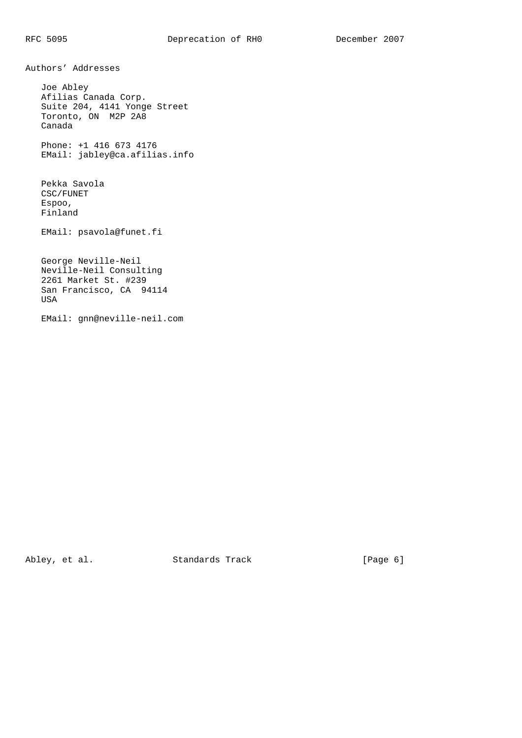## Authors' Addresses

Joe Abley
Afilias Canada Corp.
Suite 204, 4141 Yonge Street
Toronto, ON  M2P 2A8
Canada

Phone: +1 416 673 4176
EMail: jabley@ca.afilias.info

Pekka Savola
CSC/FUNET
Espoo,
Finland

EMail: psavola@funet.fi

George Neville-Neil
Neville-Neil Consulting
2261 Market St. #239
San Francisco, CA  94114
USA

EMail: gnn@neville-neil.com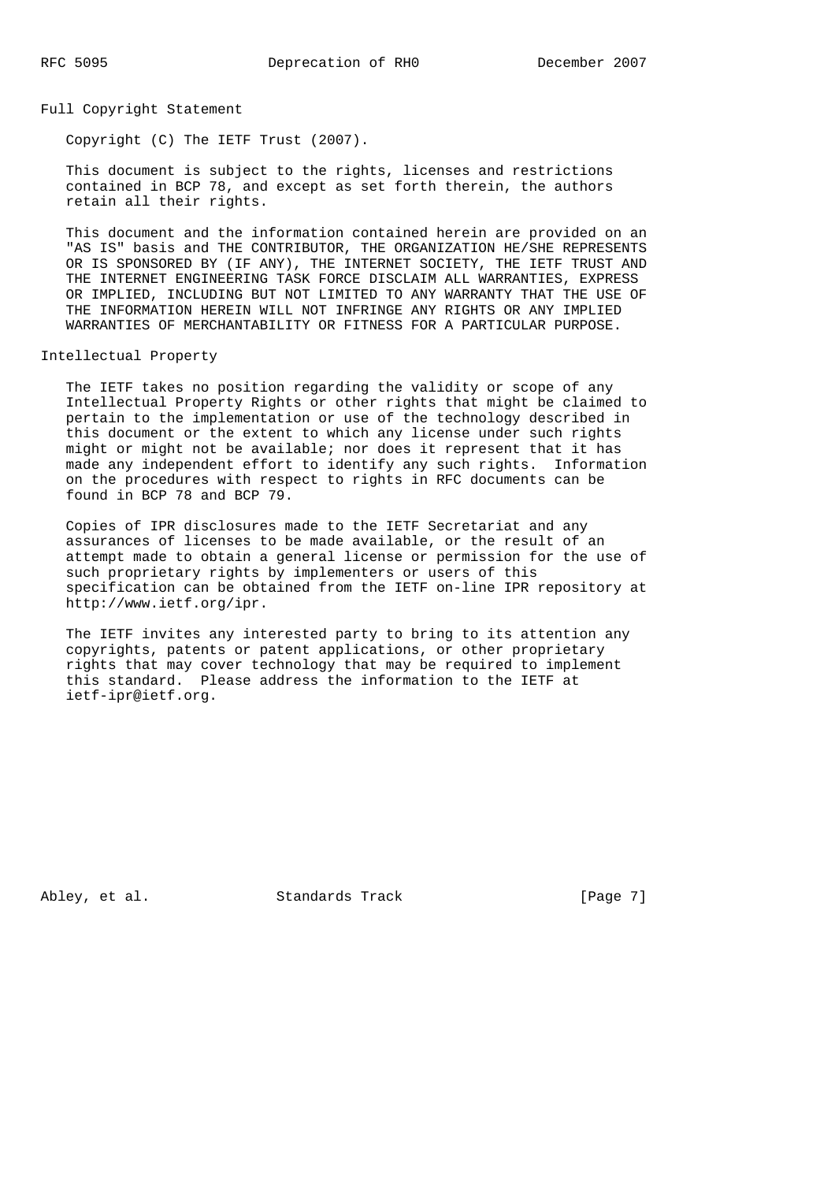## Full Copyright Statement

Copyright (C) The IETF Trust (2007).

This document is subject to the rights, licenses and restrictions contained in BCP 78, and except as set forth therein, the authors retain all their rights.

This document and the information contained herein are provided on an "AS IS" basis and THE CONTRIBUTOR, THE ORGANIZATION HE/SHE REPRESENTS OR IS SPONSORED BY (IF ANY), THE INTERNET SOCIETY, THE IETF TRUST AND THE INTERNET ENGINEERING TASK FORCE DISCLAIM ALL WARRANTIES, EXPRESS OR IMPLIED, INCLUDING BUT NOT LIMITED TO ANY WARRANTY THAT THE USE OF THE INFORMATION HEREIN WILL NOT INFRINGE ANY RIGHTS OR ANY IMPLIED WARRANTIES OF MERCHANTABILITY OR FITNESS FOR A PARTICULAR PURPOSE.

## Intellectual Property

The IETF takes no position regarding the validity or scope of any Intellectual Property Rights or other rights that might be claimed to pertain to the implementation or use of the technology described in this document or the extent to which any license under such rights might or might not be available; nor does it represent that it has made any independent effort to identify any such rights. Information on the procedures with respect to rights in RFC documents can be found in BCP 78 and BCP 79.

Copies of IPR disclosures made to the IETF Secretariat and any assurances of licenses to be made available, or the result of an attempt made to obtain a general license or permission for the use of such proprietary rights by implementers or users of this specification can be obtained from the IETF on-line IPR repository at http://www.ietf.org/ipr.

The IETF invites any interested party to bring to its attention any copyrights, patents or patent applications, or other proprietary rights that may cover technology that may be required to implement this standard. Please address the information to the IETF at ietf-ipr@ietf.org.